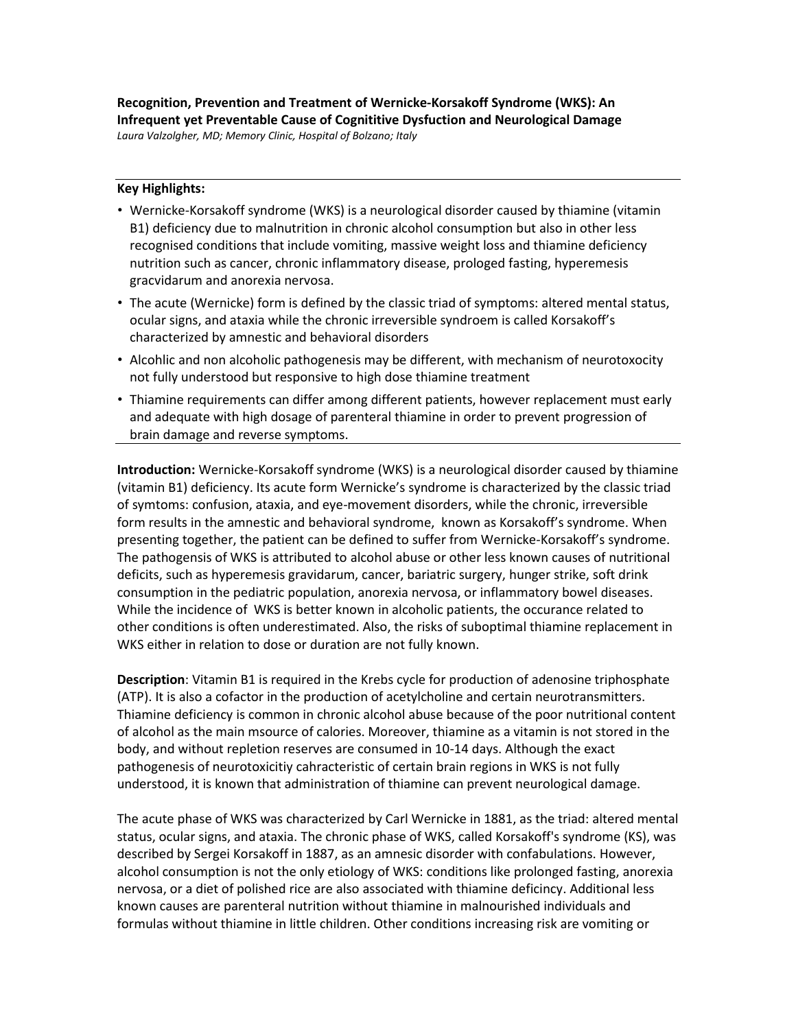**Recognition, Prevention and Treatment of Wernicke-Korsakoff Syndrome (WKS): An Infrequent yet Preventable Cause of Cognititive Dysfuction and Neurological Damage**

*Laura Valzolgher, MD; Memory Clinic, Hospital of Bolzano; Italy*

---

**Key Highlights:**

- Wernicke-Korsakoff syndrome (WKS) is a neurological disorder caused by thiamine (vitamin B1) deficiency due to malnutrition in chronic alcohol consumption but also in other less recognised conditions that include vomiting, massive weight loss and thiamine deficiency nutrition such as cancer, chronic inflammatory disease, prologed fasting, hyperemesis gracvidarum and anorexia nervosa.
- The acute (Wernicke) form is defined by the classic triad of symptoms: altered mental status, ocular signs, and ataxia while the chronic irreversible syndroem is called Korsakoff's characterized by amnestic and behavioral disorders
- Alcohlic and non alcoholic pathogenesis may be different, with mechanism of neurotoxocity not fully understood but responsive to high dose thiamine treatment
- Thiamine requirements can differ among different patients, however replacement must early and adequate with high dosage of parenteral thiamine in order to prevent progression of brain damage and reverse symptoms.

---

**Introduction:** Wernicke-Korsakoff syndrome (WKS) is a neurological disorder caused by thiamine (vitamin B1) deficiency. Its acute form Wernicke's syndrome is characterized by the classic triad of symtoms: confusion, ataxia, and eye-movement disorders, while the chronic, irreversible form results in the amnestic and behavioral syndrome, known as Korsakoff's syndrome. When presenting together, the patient can be defined to suffer from Wernicke-Korsakoff's syndrome. The pathogensis of WKS is attributed to alcohol abuse or other less known causes of nutritional deficits, such as hyperemesis gravidarum, cancer, bariatric surgery, hunger strike, soft drink consumption in the pediatric population, anorexia nervosa, or inflammatory bowel diseases. While the incidence of WKS is better known in alcoholic patients, the occurance related to other conditions is often underestimated. Also, the risks of suboptimal thiamine replacement in WKS either in relation to dose or duration are not fully known.

**Description**: Vitamin B1 is required in the Krebs cycle for production of adenosine triphosphate (ATP). It is also a cofactor in the production of acetylcholine and certain neurotransmitters. Thiamine deficiency is common in chronic alcohol abuse because of the poor nutritional content of alcohol as the main msource of calories. Moreover, thiamine as a vitamin is not stored in the body, and without repletion reserves are consumed in 10-14 days. Although the exact pathogenesis of neurotoxicitiy cahracteristic of certain brain regions in WKS is not fully understood, it is known that administration of thiamine can prevent neurological damage.

The acute phase of WKS was characterized by Carl Wernicke in 1881, as the triad: altered mental status, ocular signs, and ataxia. The chronic phase of WKS, called Korsakoff's syndrome (KS), was described by Sergei Korsakoff in 1887, as an amnesic disorder with confabulations. However, alcohol consumption is not the only etiology of WKS: conditions like prolonged fasting, anorexia nervosa, or a diet of polished rice are also associated with thiamine deficincy. Additional less known causes are parenteral nutrition without thiamine in malnourished individuals and formulas without thiamine in little children. Other conditions increasing risk are vomiting or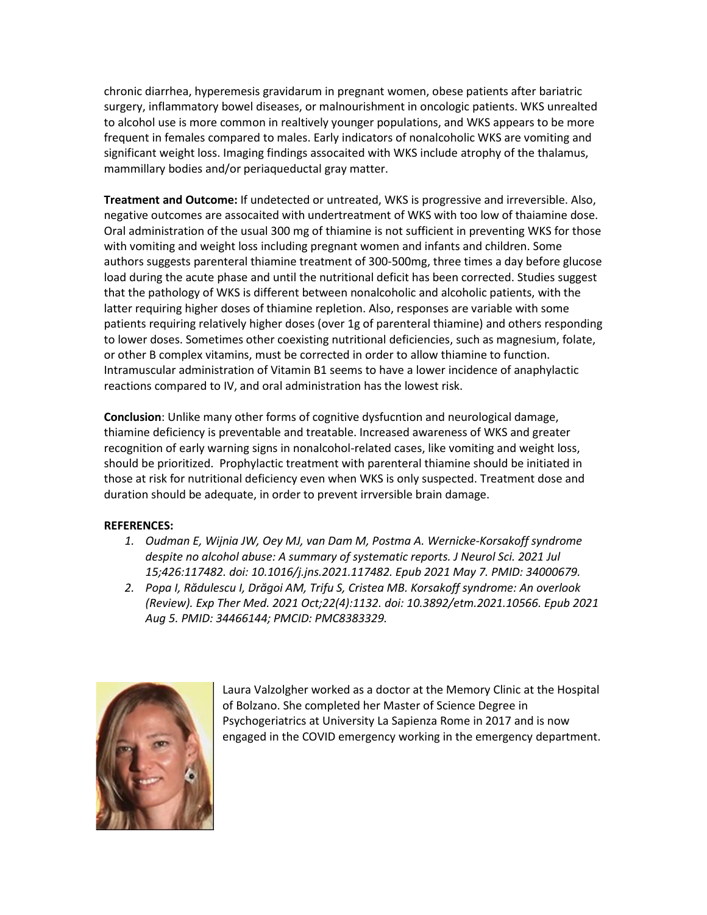chronic diarrhea, hyperemesis gravidarum in pregnant women, obese patients after bariatric surgery, inflammatory bowel diseases, or malnourishment in oncologic patients. WKS unrealted to alcohol use is more common in realtively younger populations, and WKS appears to be more frequent in females compared to males. Early indicators of nonalcoholic WKS are vomiting and significant weight loss. Imaging findings assocaited with WKS include atrophy of the thalamus, mammillary bodies and/or periaqueductal gray matter.

**Treatment and Outcome:** If undetected or untreated, WKS is progressive and irreversible. Also, negative outcomes are assocaited with undertreatment of WKS with too low of thaiamine dose. Oral administration of the usual 300 mg of thiamine is not sufficient in preventing WKS for those with vomiting and weight loss including pregnant women and infants and children. Some authors suggests parenteral thiamine treatment of 300-500mg, three times a day before glucose load during the acute phase and until the nutritional deficit has been corrected. Studies suggest that the pathology of WKS is different between nonalcoholic and alcoholic patients, with the latter requiring higher doses of thiamine repletion. Also, responses are variable with some patients requiring relatively higher doses (over 1g of parenteral thiamine) and others responding to lower doses. Sometimes other coexisting nutritional deficiencies, such as magnesium, folate, or other B complex vitamins, must be corrected in order to allow thiamine to function. Intramuscular administration of Vitamin B1 seems to have a lower incidence of anaphylactic reactions compared to IV, and oral administration has the lowest risk.

**Conclusion**: Unlike many other forms of cognitive dysfucntion and neurological damage, thiamine deficiency is preventable and treatable. Increased awareness of WKS and greater recognition of early warning signs in nonalcohol-related cases, like vomiting and weight loss, should be prioritized. Prophylactic treatment with parenteral thiamine should be initiated in those at risk for nutritional deficiency even when WKS is only suspected. Treatment dose and duration should be adequate, in order to prevent irrversible brain damage.

**REFERENCES:**

1. *Oudman E, Wijnia JW, Oey MJ, van Dam M, Postma A. Wernicke-Korsakoff syndrome despite no alcohol abuse: A summary of systematic reports. J Neurol Sci. 2021 Jul 15;426:117482. doi: 10.1016/j.jns.2021.117482. Epub 2021 May 7. PMID: 34000679.*
2. *Popa I, Rădulescu I, Drăgoi AM, Trifu S, Cristea MB. Korsakoff syndrome: An overlook (Review). Exp Ther Med. 2021 Oct;22(4):1132. doi: 10.3892/etm.2021.10566. Epub 2021 Aug 5. PMID: 34466144; PMCID: PMC8383329.*

Laura Valzolgher worked as a doctor at the Memory Clinic at the Hospital of Bolzano. She completed her Master of Science Degree in Psychogeriatrics at University La Sapienza Rome in 2017 and is now engaged in the COVID emergency working in the emergency department.